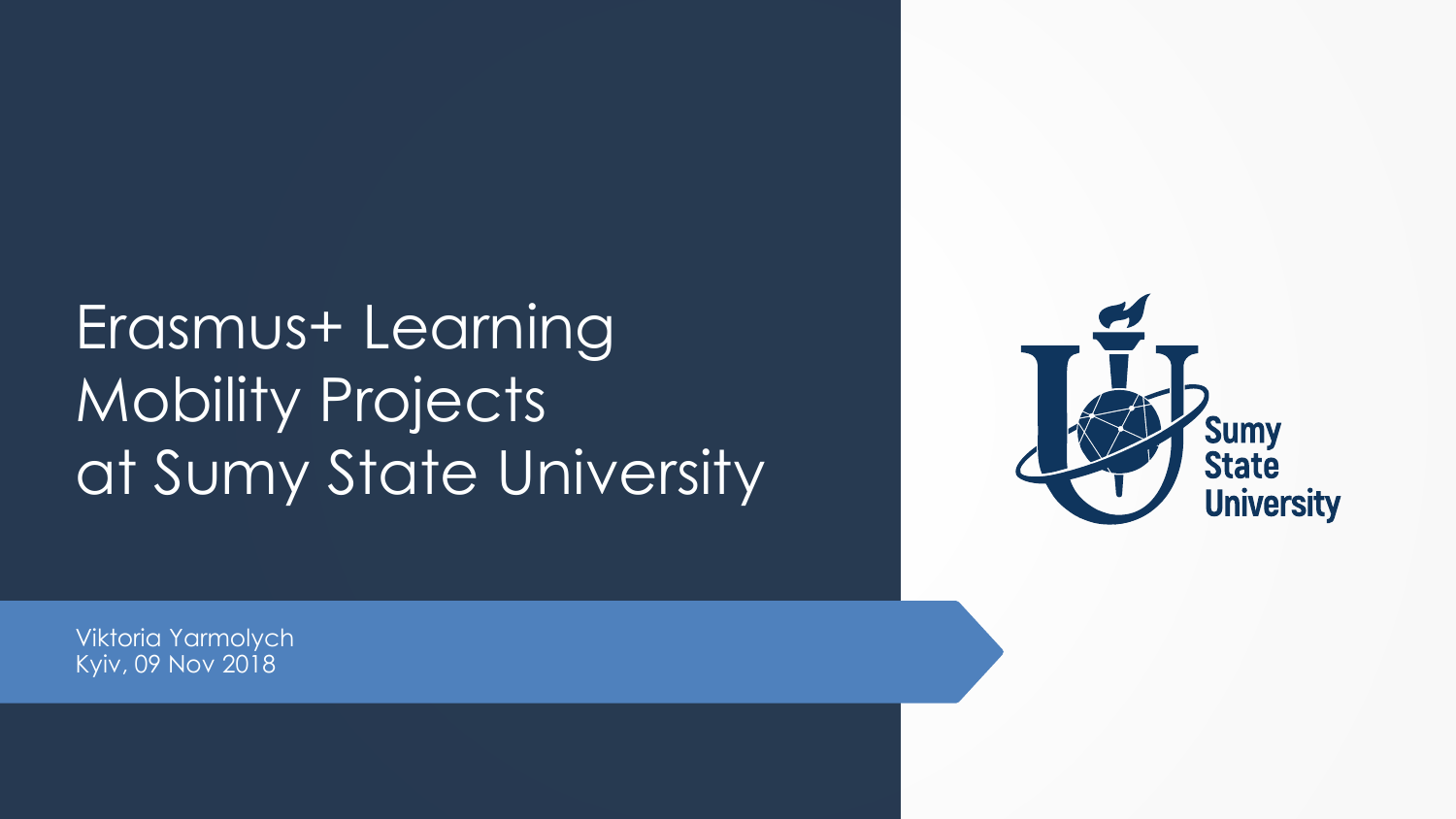# Erasmus+ Learning Mobility Projects at Sumy State University

Viktoria Yarmolych
Kyiv, 09 Nov 2018

Sumy State University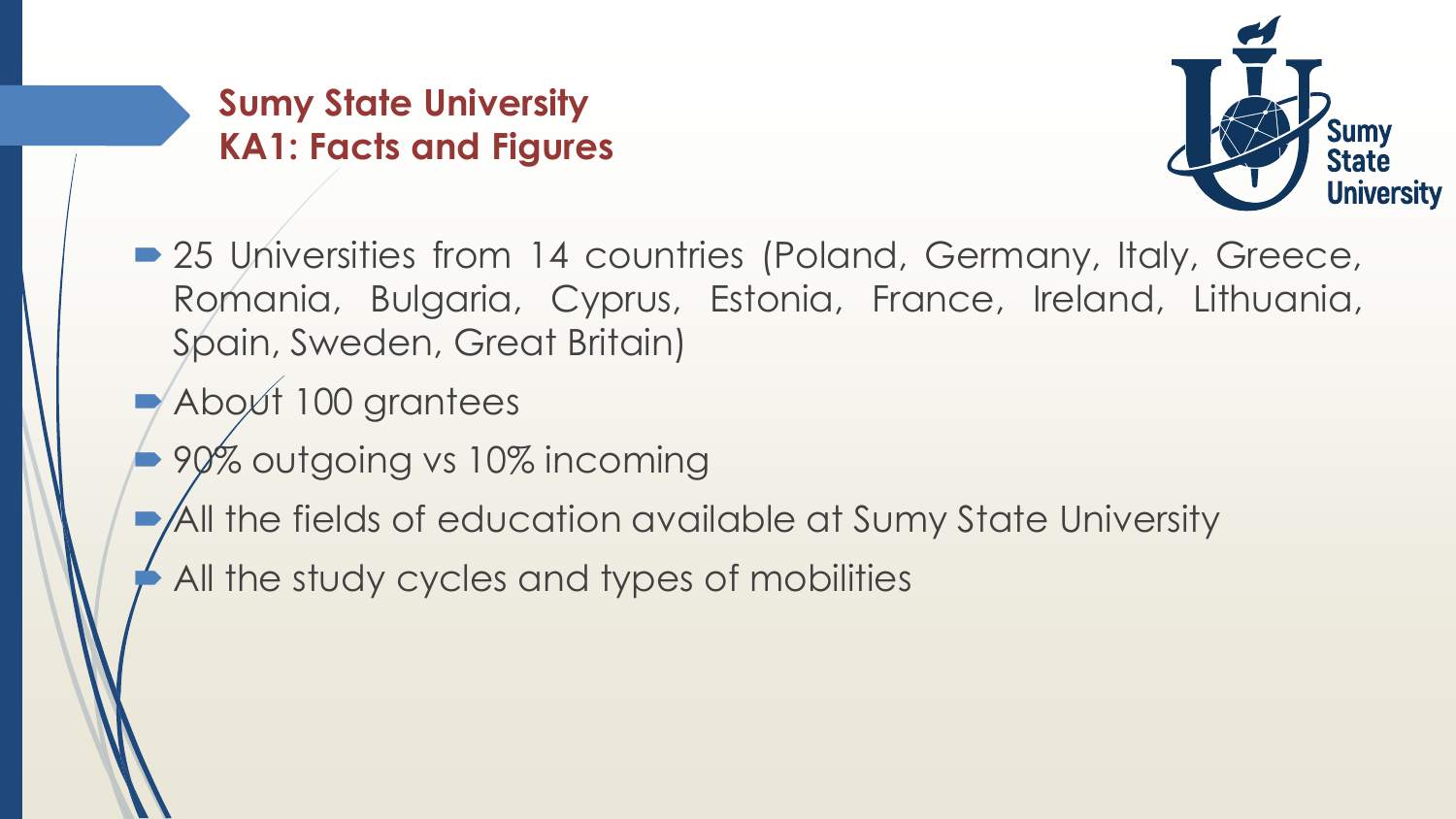## Sumy State University
## KA1: Facts and Figures

- 25 Universities from 14 countries (Poland, Germany, Italy, Greece, Romania, Bulgaria, Cyprus, Estonia, France, Ireland, Lithuania, Spain, Sweden, Great Britain)
- About 100 grantees
- 90% outgoing vs 10% incoming
- All the fields of education available at Sumy State University
- All the study cycles and types of mobilities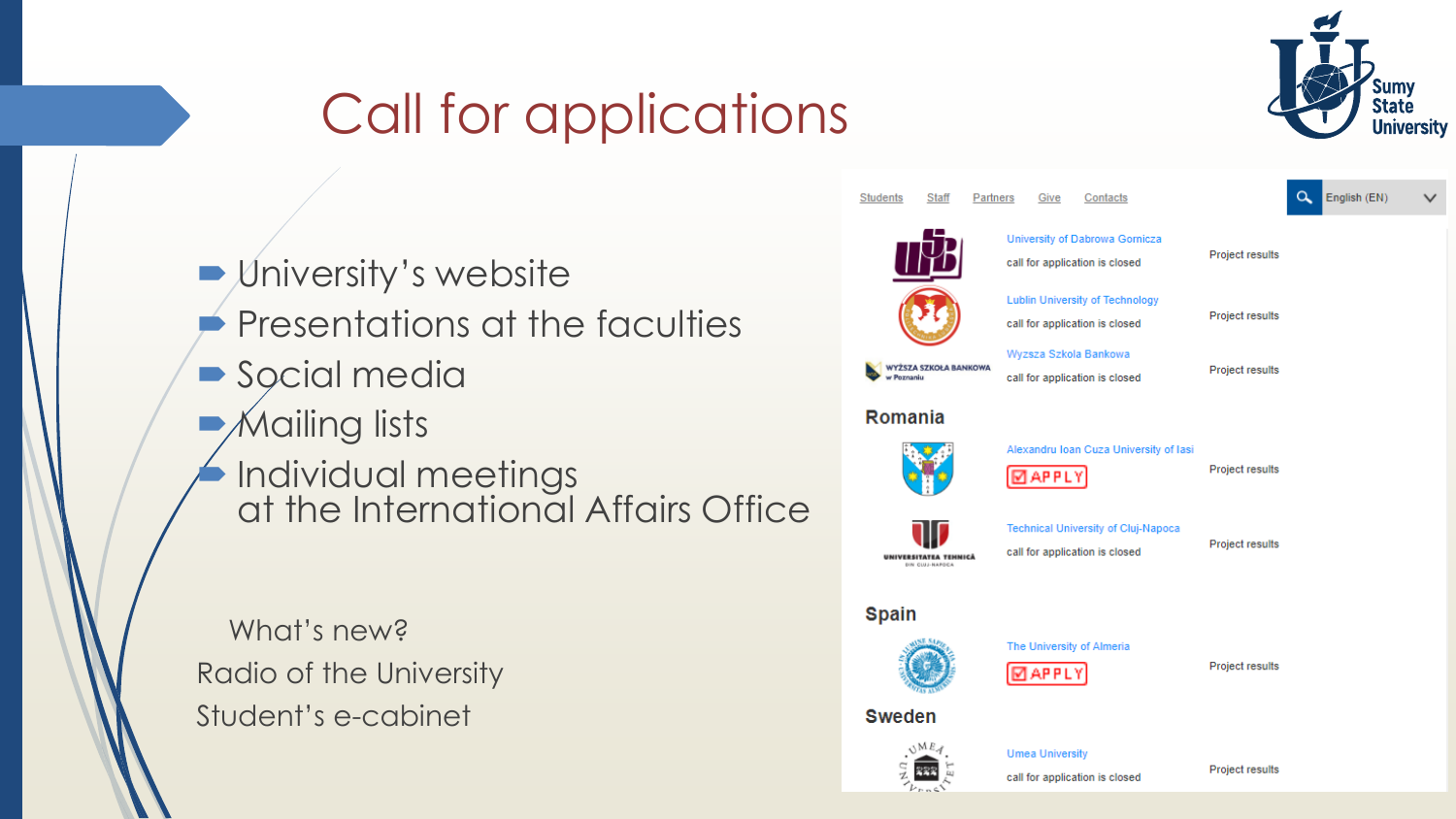# Call for applications

- University's website
- Presentations at the faculties
- Social media
- Mailing lists
- Individual meetings at the International Affairs Office

What's new?

Radio of the University

Student's e-cabinet

Students Staff Partners Give Contacts English (EN)

| University | Status | |
|---|---|---|
| University of Dabrowa Gornicza | call for application is closed | Project results |
| Lublin University of Technology | call for application is closed | Project results |
| Wyzsza Szkola Bankowa | call for application is closed | Project results |

**Romania**

| University | Status | |
|---|---|---|
| Alexandru Ioan Cuza University of Iasi | APPLY | Project results |
| Technical University of Cluj-Napoca | call for application is closed | Project results |

**Spain**

| University | Status | |
|---|---|---|
| The University of Almeria | APPLY | Project results |

**Sweden**

| University | Status | |
|---|---|---|
| Umea University | call for application is closed | Project results |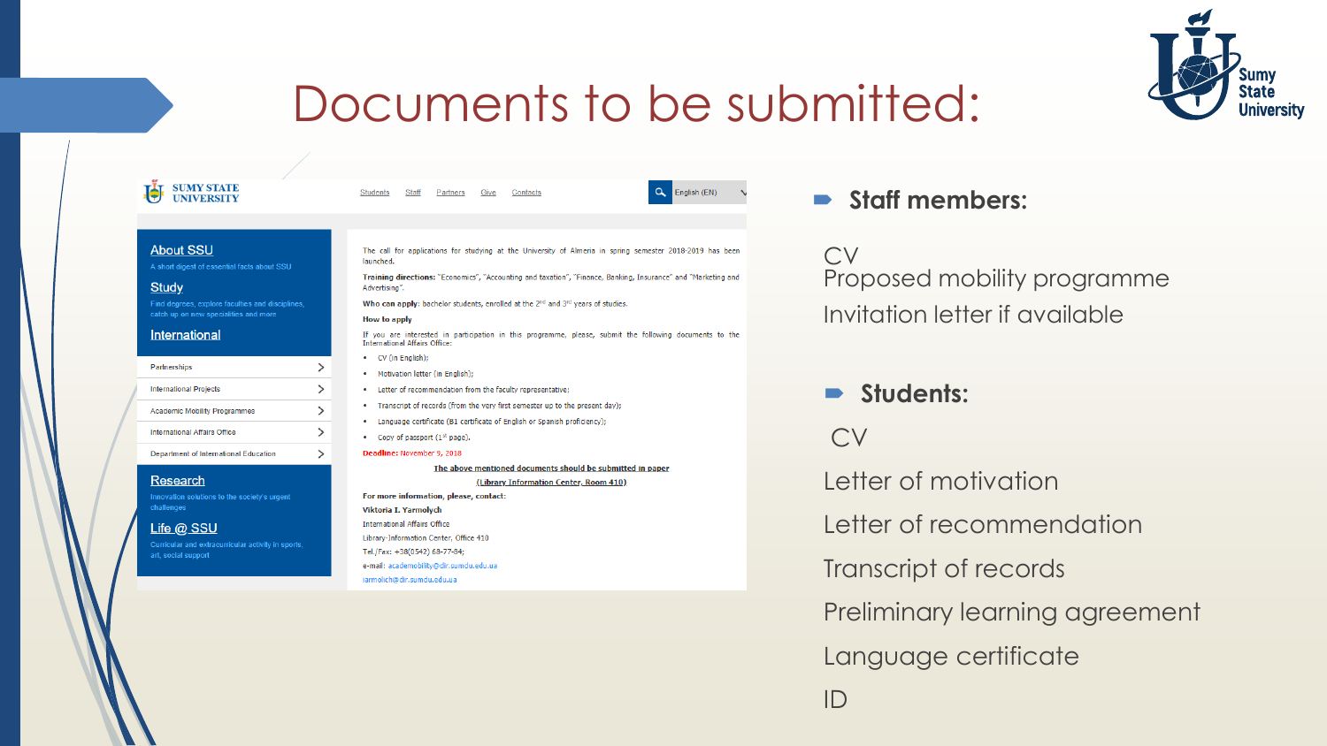# Documents to be submitted:

SUMY STATE UNIVERSITY

Students Staff Partners Give Contacts

English (EN)

**About SSU**
A short digest of essential facts about SSU

**Study**
Find degrees, explore faculties and disciplines, catch up on new specialities and more

**International**

- Partnerships
- International Projects
- Academic Mobility Programmes
- International Affairs Office
- Department of International Education

**Research**
Innovation solutions to the society's urgent challenges

**Life @ SSU**
Curricular and extracurricular activity in sports, art, social support

The call for applications for studying at the University of Almeria in spring semester 2018-2019 has been launched.

**Training directions:** "Economics", "Accounting and taxation", "Finance, Banking, Insurance" and "Marketing and Advertising".

**Who can apply:** bachelor students, enrolled at the 2nd and 3rd years of studies.

**How to apply**

If you are interested in participation in this programme, please, submit the following documents to the International Affairs Office:

- CV (in English);
- Motivation letter (in English);
- Letter of recommendation from the faculty representative;
- Transcript of records (from the very first semester up to the present day);
- Language certificate (B1 certificate of English or Spanish proficiency);
- Copy of passport (1st page).

**Deadline:** November 9, 2018

**The above mentioned documents should be submitted in paper (Library Information Center, Room 410)**

**For more information, please, contact:**
**Viktoria I. Yarmolych**
International Affairs Office
Library-Information Center, Office 410
Tel./Fax: +38(0542) 68-77-84;
e-mail: academobility@dir.sumdu.edu.ua
iarmolich@dir.sumdu.edu.ua

- **Staff members:**

CV
Proposed mobility programme
Invitation letter if available

- **Students:**

CV
Letter of motivation
Letter of recommendation
Transcript of records
Preliminary learning agreement
Language certificate
ID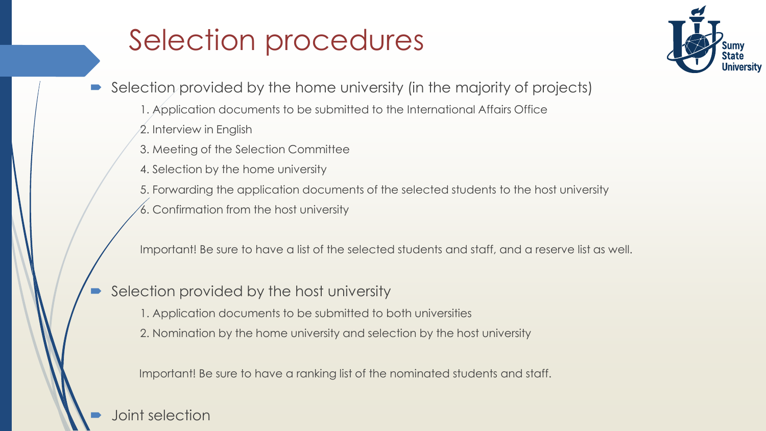# Selection procedures

- Selection provided by the home university (in the majority of projects)
  1. Application documents to be submitted to the International Affairs Office
  2. Interview in English
  3. Meeting of the Selection Committee
  4. Selection by the home university
  5. Forwarding the application documents of the selected students to the host university
  6. Confirmation from the host university

  Important! Be sure to have a list of the selected students and staff, and a reserve list as well.

- Selection provided by the host university
  1. Application documents to be submitted to both universities
  2. Nomination by the home university and selection by the host university

  Important! Be sure to have a ranking list of the nominated students and staff.

- Joint selection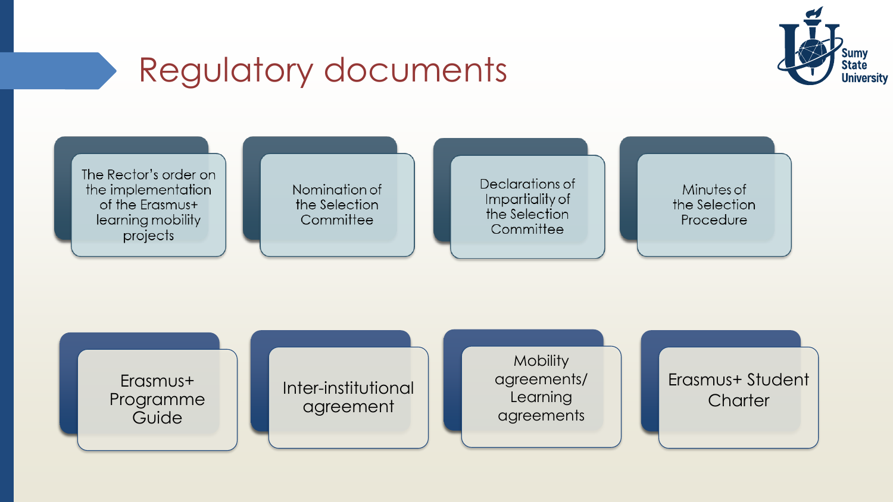# Regulatory documents

- The Rector's order on the implementation of the Erasmus+ learning mobility projects
- Nomination of the Selection Committee
- Declarations of Impartiality of the Selection Committee
- Minutes of the Selection Procedure
- Erasmus+ Programme Guide
- Inter-institutional agreement
- Mobility agreements/ Learning agreements
- Erasmus+ Student Charter